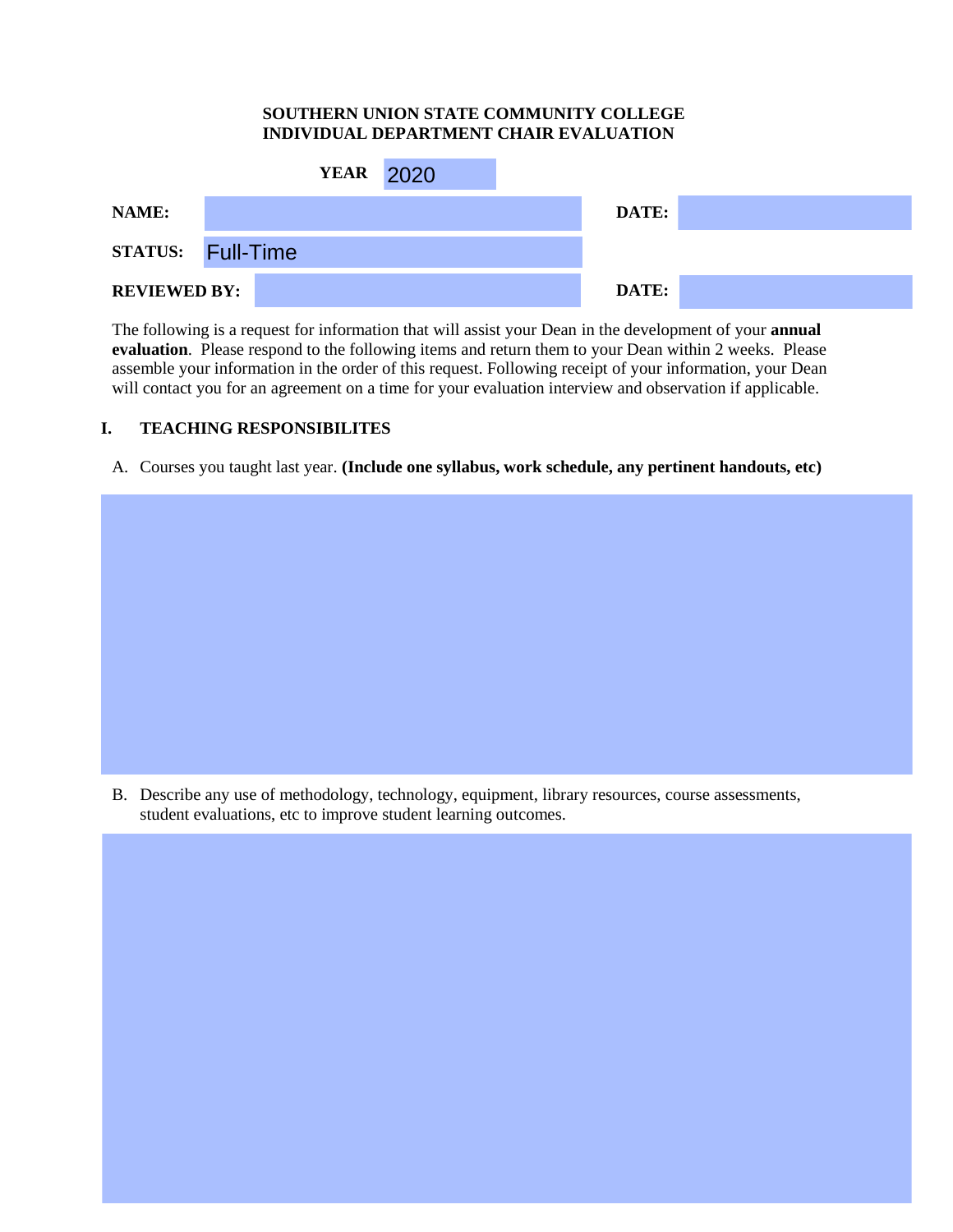**SOUTHERN UNION STATE COMMUNITY COLLEGE**
**INDIVIDUAL DEPARTMENT CHAIR EVALUATION**

**YEAR** 2020

| | | | |
|---|---|---|---|
| **NAME:** | | **DATE:** | |
| **STATUS:** | Full-Time | | |
| **REVIEWED BY:** | | **DATE:** | |

The following is a request for information that will assist your Dean in the development of your **annual evaluation**. Please respond to the following items and return them to your Dean within 2 weeks. Please assemble your information in the order of this request. Following receipt of your information, your Dean will contact you for an agreement on a time for your evaluation interview and observation if applicable.

## I. TEACHING RESPONSIBILITES

A. Courses you taught last year. **(Include one syllabus, work schedule, any pertinent handouts, etc)**

B. Describe any use of methodology, technology, equipment, library resources, course assessments, student evaluations, etc to improve student learning outcomes.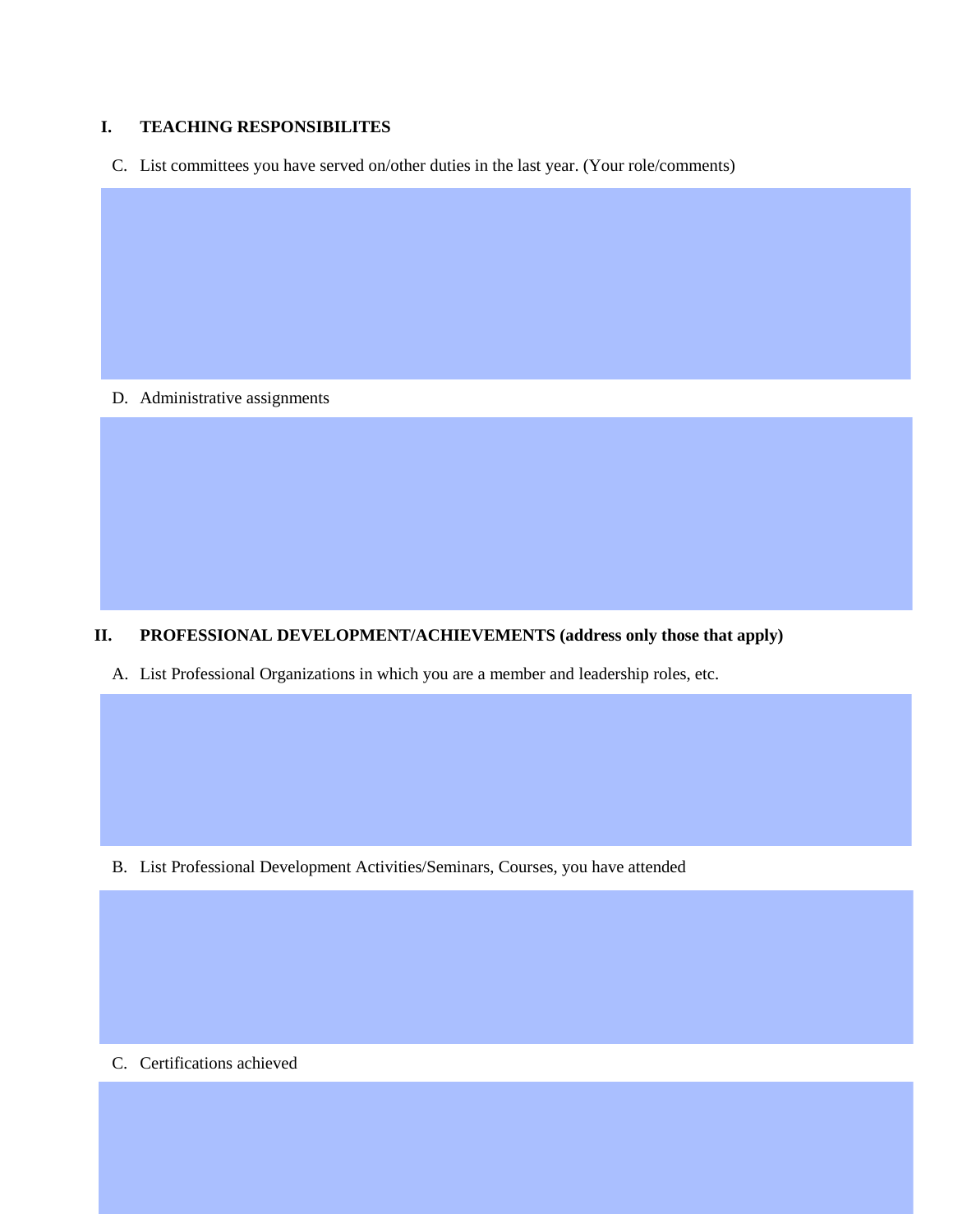## I. TEACHING RESPONSIBILITES

C. List committees you have served on/other duties in the last year. (Your role/comments)

D. Administrative assignments

## II. PROFESSIONAL DEVELOPMENT/ACHIEVEMENTS (address only those that apply)

A. List Professional Organizations in which you are a member and leadership roles, etc.

B. List Professional Development Activities/Seminars, Courses, you have attended

C. Certifications achieved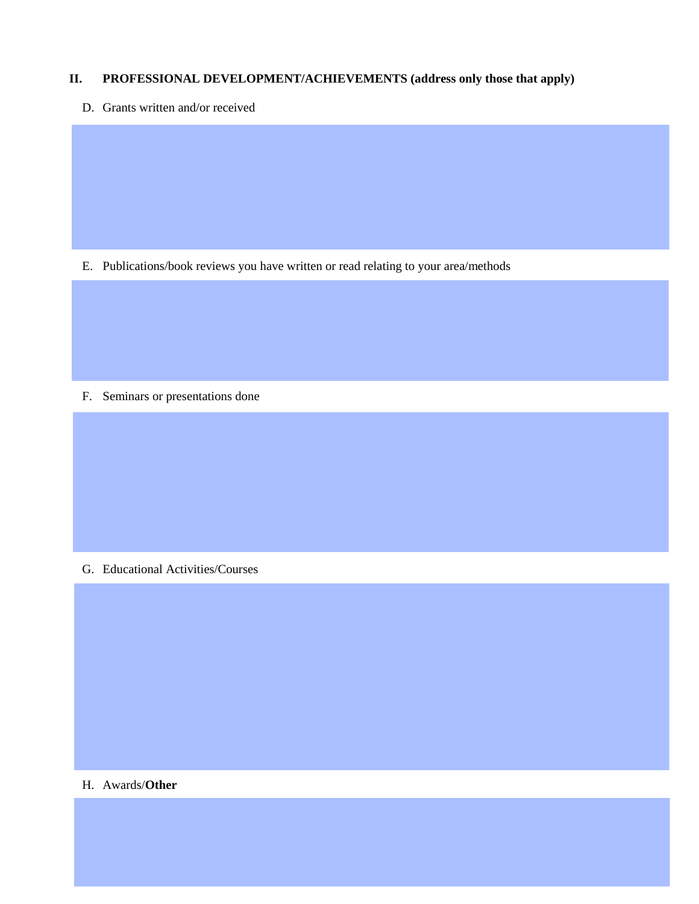## II. PROFESSIONAL DEVELOPMENT/ACHIEVEMENTS (address only those that apply)

D. Grants written and/or received

E. Publications/book reviews you have written or read relating to your area/methods

F. Seminars or presentations done

G. Educational Activities/Courses

H. Awards/**Other**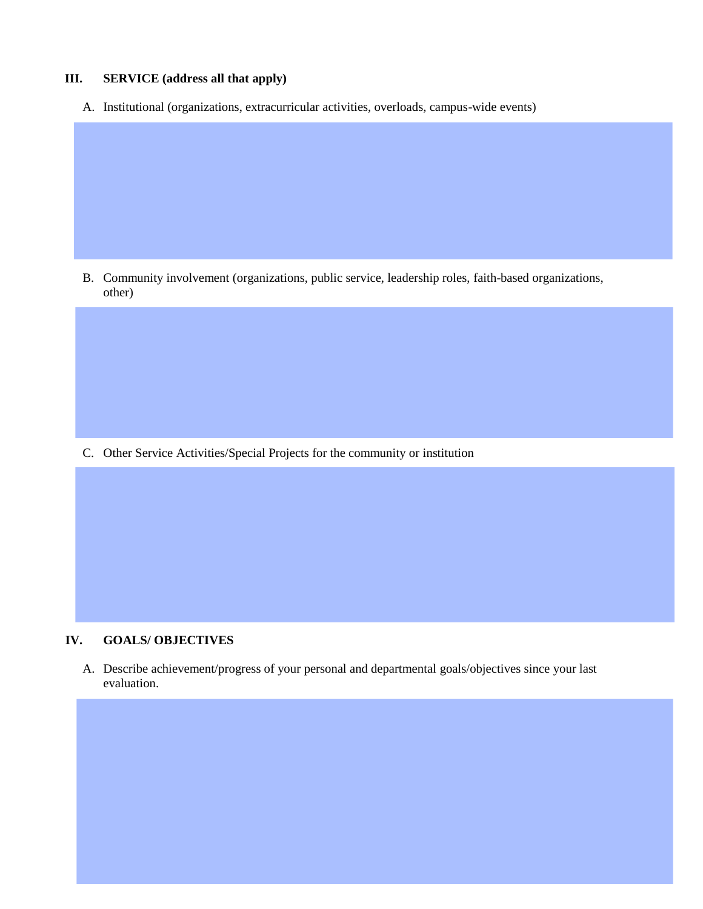## III. SERVICE (address all that apply)

A. Institutional (organizations, extracurricular activities, overloads, campus-wide events)

B. Community involvement (organizations, public service, leadership roles, faith-based organizations, other)

C. Other Service Activities/Special Projects for the community or institution

## IV. GOALS/ OBJECTIVES

A. Describe achievement/progress of your personal and departmental goals/objectives since your last evaluation.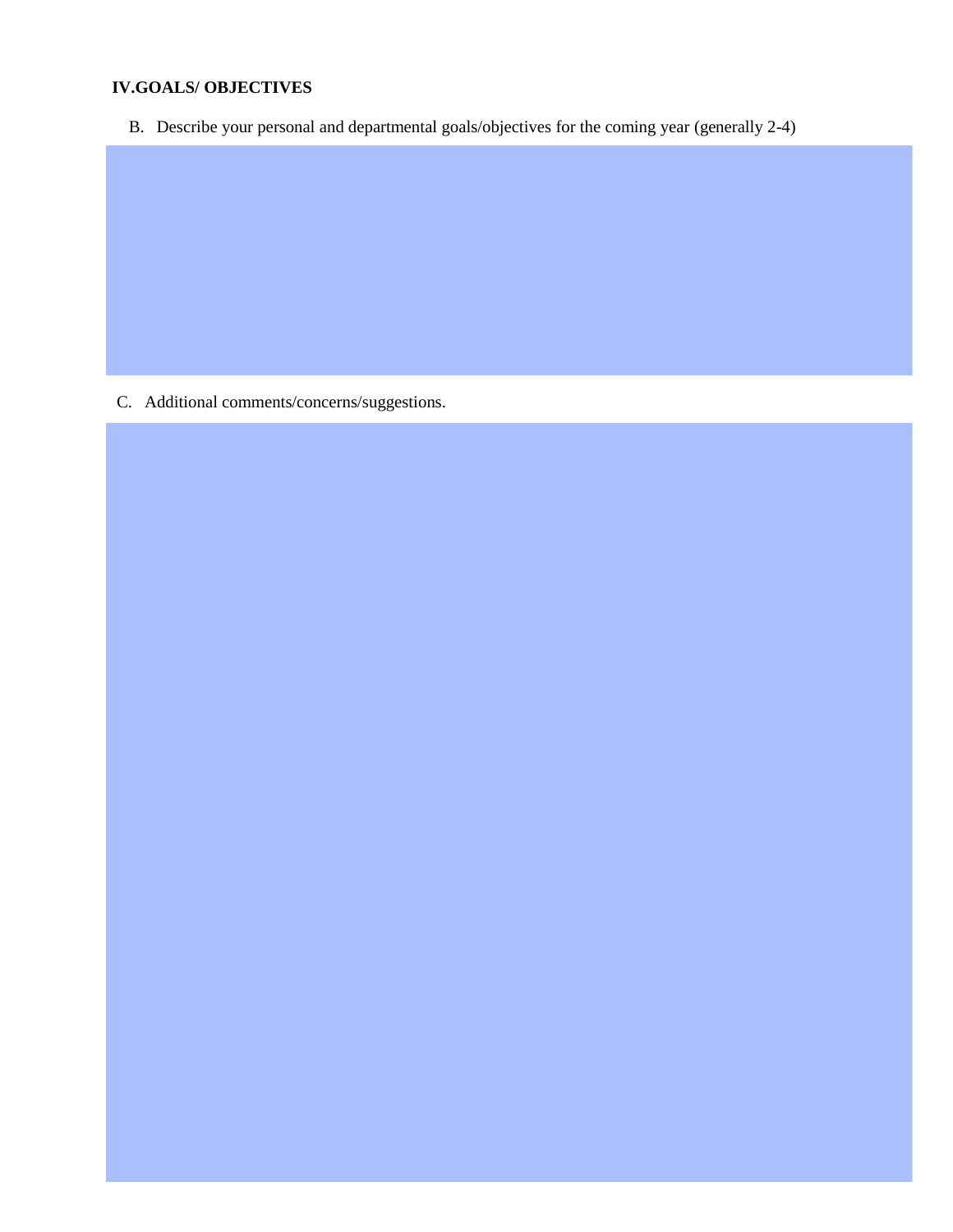**IV.GOALS/ OBJECTIVES**

B. Describe your personal and departmental goals/objectives for the coming year (generally 2-4)

C. Additional comments/concerns/suggestions.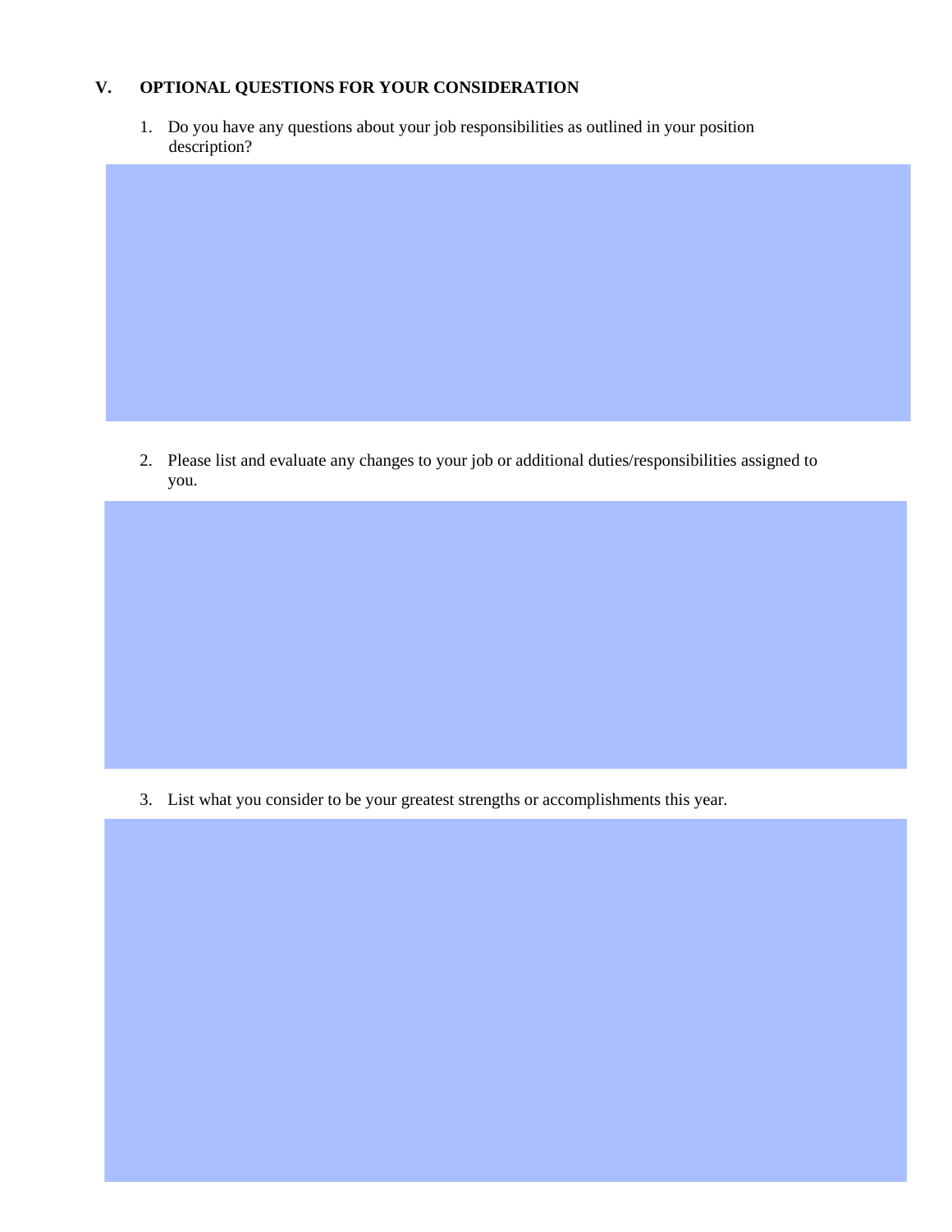## V. OPTIONAL QUESTIONS FOR YOUR CONSIDERATION

1. Do you have any questions about your job responsibilities as outlined in your position description?

2. Please list and evaluate any changes to your job or additional duties/responsibilities assigned to you.

3. List what you consider to be your greatest strengths or accomplishments this year.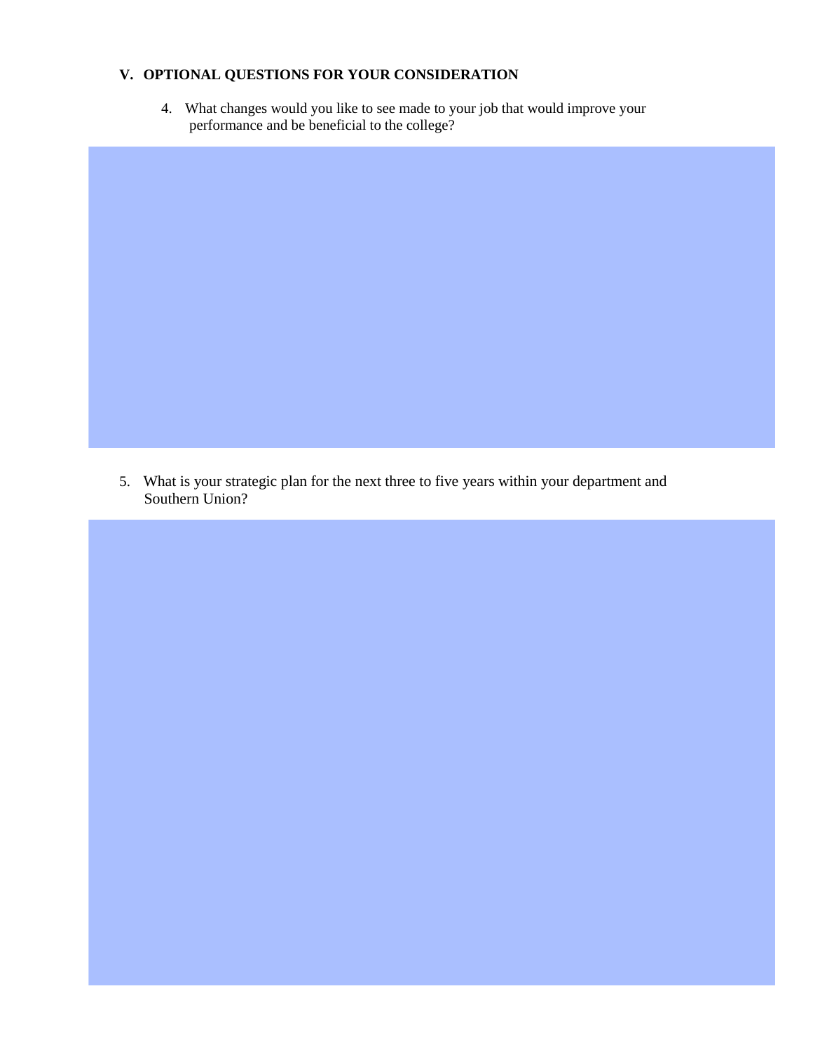## V. OPTIONAL QUESTIONS FOR YOUR CONSIDERATION

4. What changes would you like to see made to your job that would improve your performance and be beneficial to the college?

5. What is your strategic plan for the next three to five years within your department and Southern Union?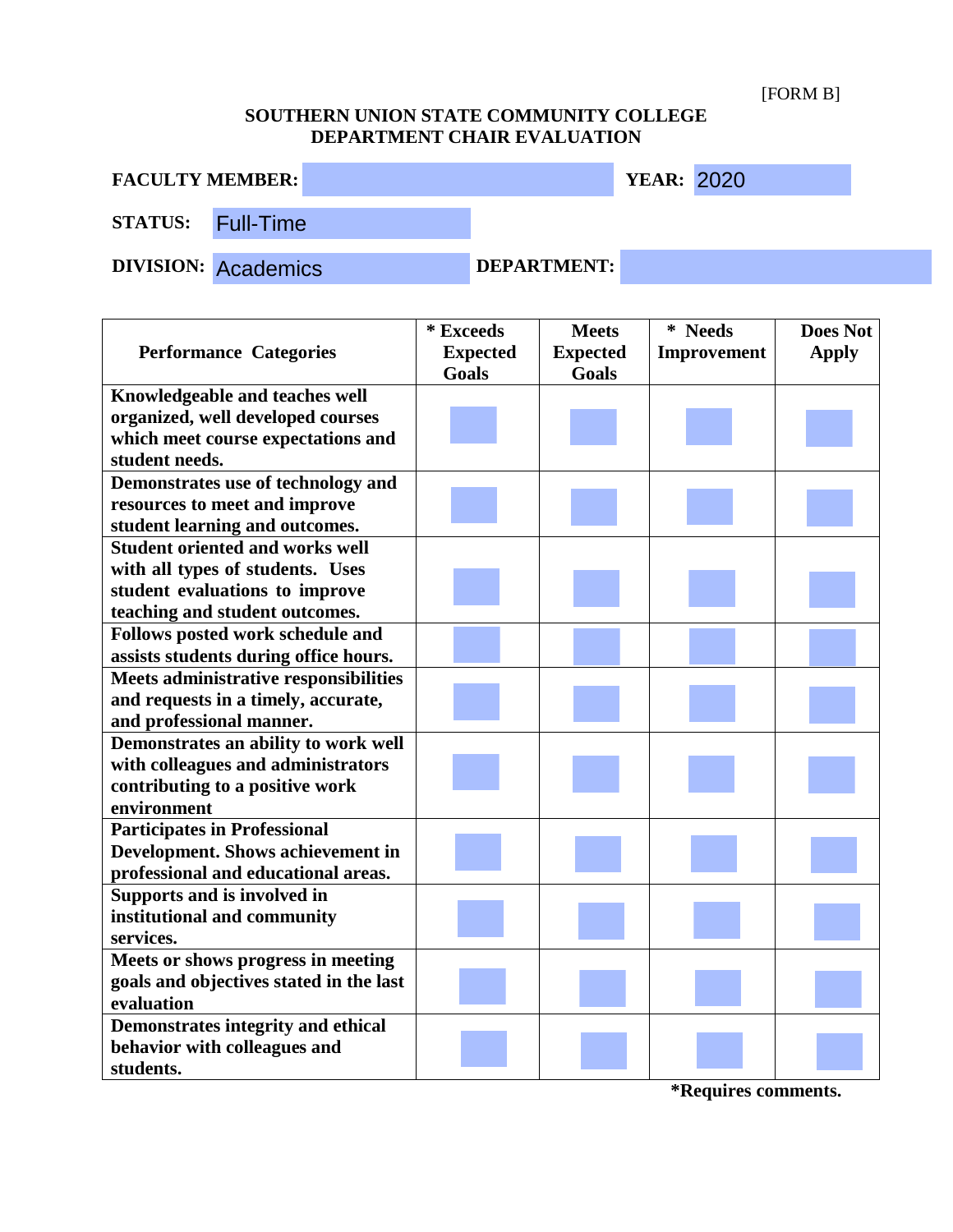[FORM B]

**SOUTHERN UNION STATE COMMUNITY COLLEGE**
**DEPARTMENT CHAIR EVALUATION**

**FACULTY MEMBER:** **YEAR:** 2020

**STATUS:** Full-Time

**DIVISION:** Academics **DEPARTMENT:**

| Performance Categories | * Exceeds Expected Goals | Meets Expected Goals | * Needs Improvement | Does Not Apply |
|---|---|---|---|---|
| **Knowledgeable and teaches well organized, well developed courses which meet course expectations and student needs.** | | | | |
| **Demonstrates use of technology and resources to meet and improve student learning and outcomes.** | | | | |
| **Student oriented and works well with all types of students. Uses student evaluations to improve teaching and student outcomes.** | | | | |
| **Follows posted work schedule and assists students during office hours.** | | | | |
| **Meets administrative responsibilities and requests in a timely, accurate, and professional manner.** | | | | |
| **Demonstrates an ability to work well with colleagues and administrators contributing to a positive work environment** | | | | |
| **Participates in Professional Development. Shows achievement in professional and educational areas.** | | | | |
| **Supports and is involved in institutional and community services.** | | | | |
| **Meets or shows progress in meeting goals and objectives stated in the last evaluation** | | | | |
| **Demonstrates integrity and ethical behavior with colleagues and students.** | | | | |

**\*Requires comments.**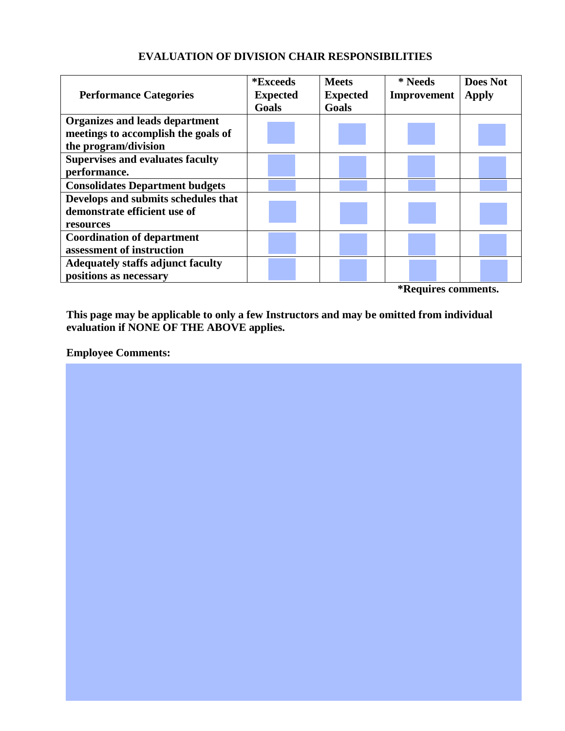## EVALUATION OF DIVISION CHAIR RESPONSIBILITIES

| Performance Categories | *Exceeds Expected Goals | Meets Expected Goals | * Needs Improvement | Does Not Apply |
|---|---|---|---|---|
| **Organizes and leads department meetings to accomplish the goals of the program/division** | | | | |
| **Supervises and evaluates faculty performance.** | | | | |
| **Consolidates Department budgets** | | | | |
| **Develops and submits schedules that demonstrate efficient use of resources** | | | | |
| **Coordination of department assessment of instruction** | | | | |
| **Adequately staffs adjunct faculty positions as necessary** | | | | |

**\*Requires comments.**

**This page may be applicable to only a few Instructors and may be omitted from individual evaluation if NONE OF THE ABOVE applies.**

**Employee Comments:**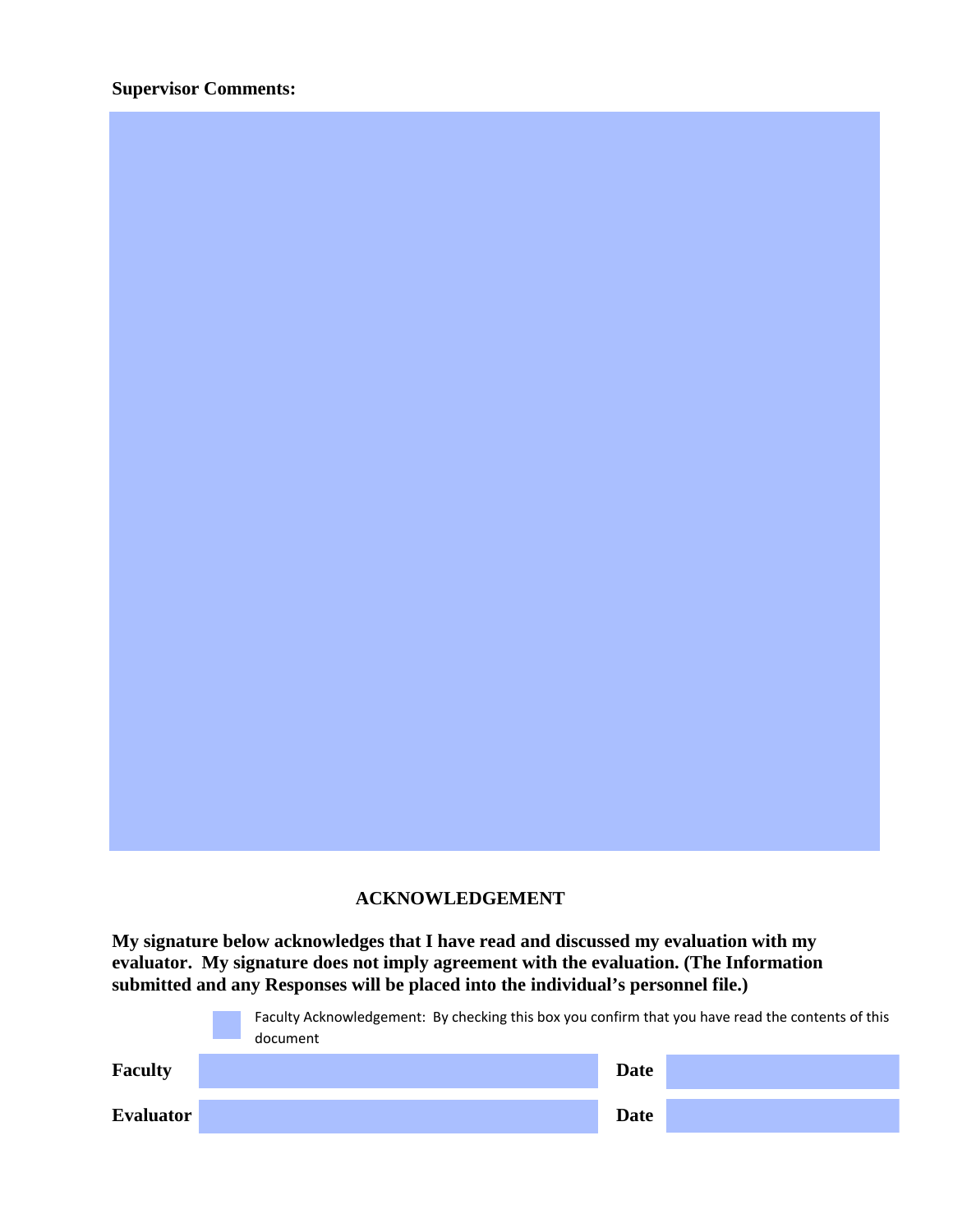**Supervisor Comments:**

## ACKNOWLEDGEMENT

**My signature below acknowledges that I have read and discussed my evaluation with my evaluator. My signature does not imply agreement with the evaluation. (The Information submitted and any Responses will be placed into the individual's personnel file.)**

☐ Faculty Acknowledgement: By checking this box you confirm that you have read the contents of this document

| | | | |
|---|---|---|---|
| **Faculty** | | **Date** | |
| **Evaluator** | | **Date** | |